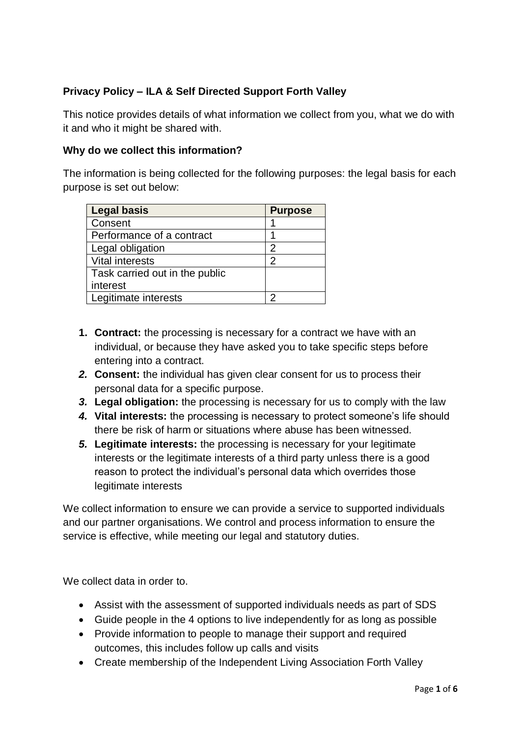**Privacy Policy – ILA & Self Directed Support Forth Valley**

This notice provides details of what information we collect from you, what we do with it and who it might be shared with.

**Why do we collect this information?**

The information is being collected for the following purposes: the legal basis for each purpose is set out below:

| Legal basis | Purpose |
|---|---|
| Consent | 1 |
| Performance of a contract | 1 |
| Legal obligation | 2 |
| Vital interests | 2 |
| Task carried out in the public interest | |
| Legitimate interests | 2 |

1. **Contract:** the processing is necessary for a contract we have with an individual, or because they have asked you to take specific steps before entering into a contract.
2. **Consent:** the individual has given clear consent for us to process their personal data for a specific purpose.
3. **Legal obligation:** the processing is necessary for us to comply with the law
4. **Vital interests:** the processing is necessary to protect someone's life should there be risk of harm or situations where abuse has been witnessed.
5. **Legitimate interests:** the processing is necessary for your legitimate interests or the legitimate interests of a third party unless there is a good reason to protect the individual's personal data which overrides those legitimate interests

We collect information to ensure we can provide a service to supported individuals and our partner organisations. We control and process information to ensure the service is effective, while meeting our legal and statutory duties.

We collect data in order to.

- Assist with the assessment of supported individuals needs as part of SDS
- Guide people in the 4 options to live independently for as long as possible
- Provide information to people to manage their support and required outcomes, this includes follow up calls and visits
- Create membership of the Independent Living Association Forth Valley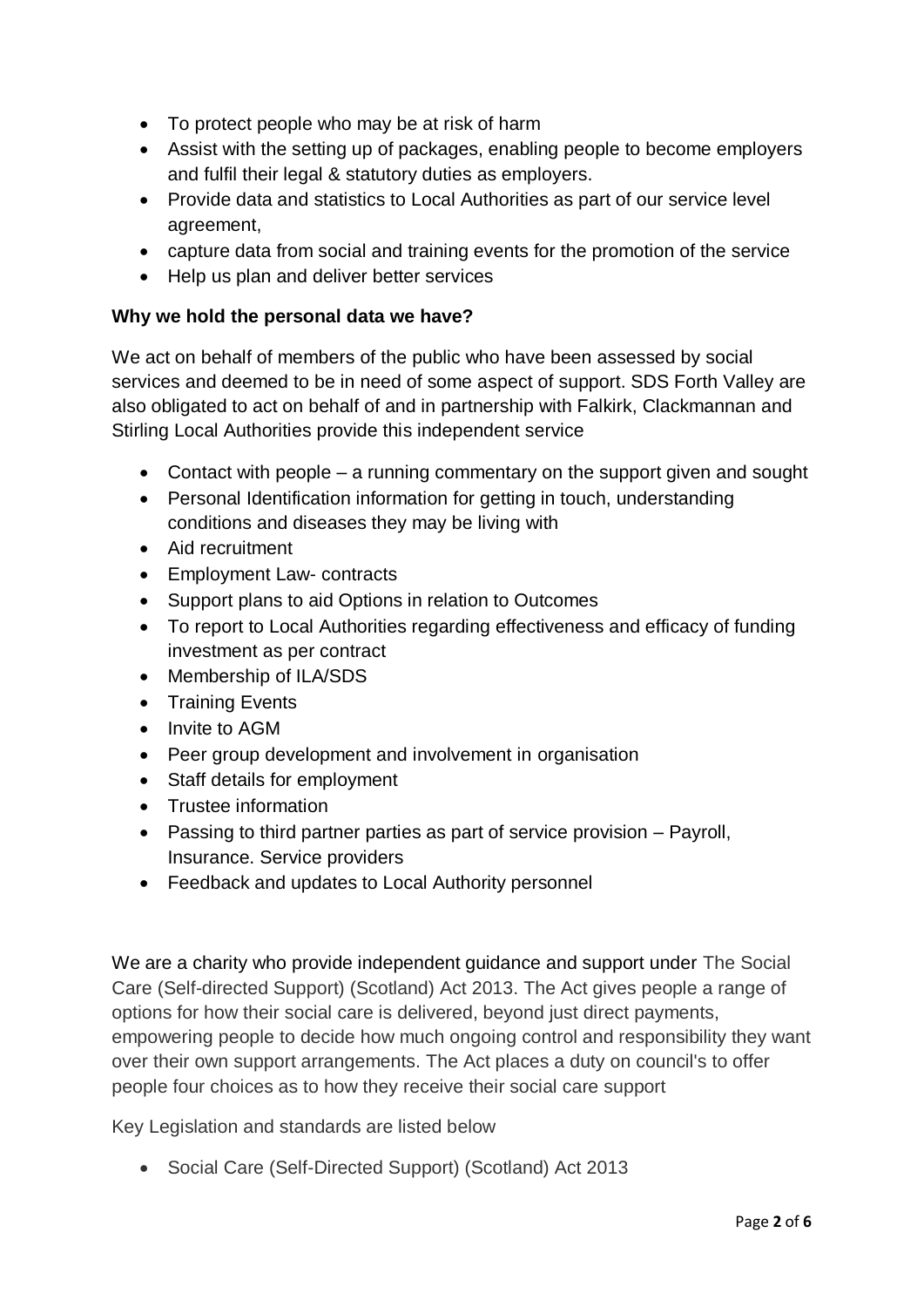- To protect people who may be at risk of harm
- Assist with the setting up of packages, enabling people to become employers and fulfil their legal & statutory duties as employers.
- Provide data and statistics to Local Authorities as part of our service level agreement,
- capture data from social and training events for the promotion of the service
- Help us plan and deliver better services

**Why we hold the personal data we have?**

We act on behalf of members of the public who have been assessed by social services and deemed to be in need of some aspect of support. SDS Forth Valley are also obligated to act on behalf of and in partnership with Falkirk, Clackmannan and Stirling Local Authorities provide this independent service

- Contact with people – a running commentary on the support given and sought
- Personal Identification information for getting in touch, understanding conditions and diseases they may be living with
- Aid recruitment
- Employment Law- contracts
- Support plans to aid Options in relation to Outcomes
- To report to Local Authorities regarding effectiveness and efficacy of funding investment as per contract
- Membership of ILA/SDS
- Training Events
- Invite to AGM
- Peer group development and involvement in organisation
- Staff details for employment
- Trustee information
- Passing to third partner parties as part of service provision – Payroll, Insurance. Service providers
- Feedback and updates to Local Authority personnel

We are a charity who provide independent guidance and support under The Social Care (Self-directed Support) (Scotland) Act 2013. The Act gives people a range of options for how their social care is delivered, beyond just direct payments, empowering people to decide how much ongoing control and responsibility they want over their own support arrangements. The Act places a duty on council's to offer people four choices as to how they receive their social care support

Key Legislation and standards are listed below

- Social Care (Self-Directed Support) (Scotland) Act 2013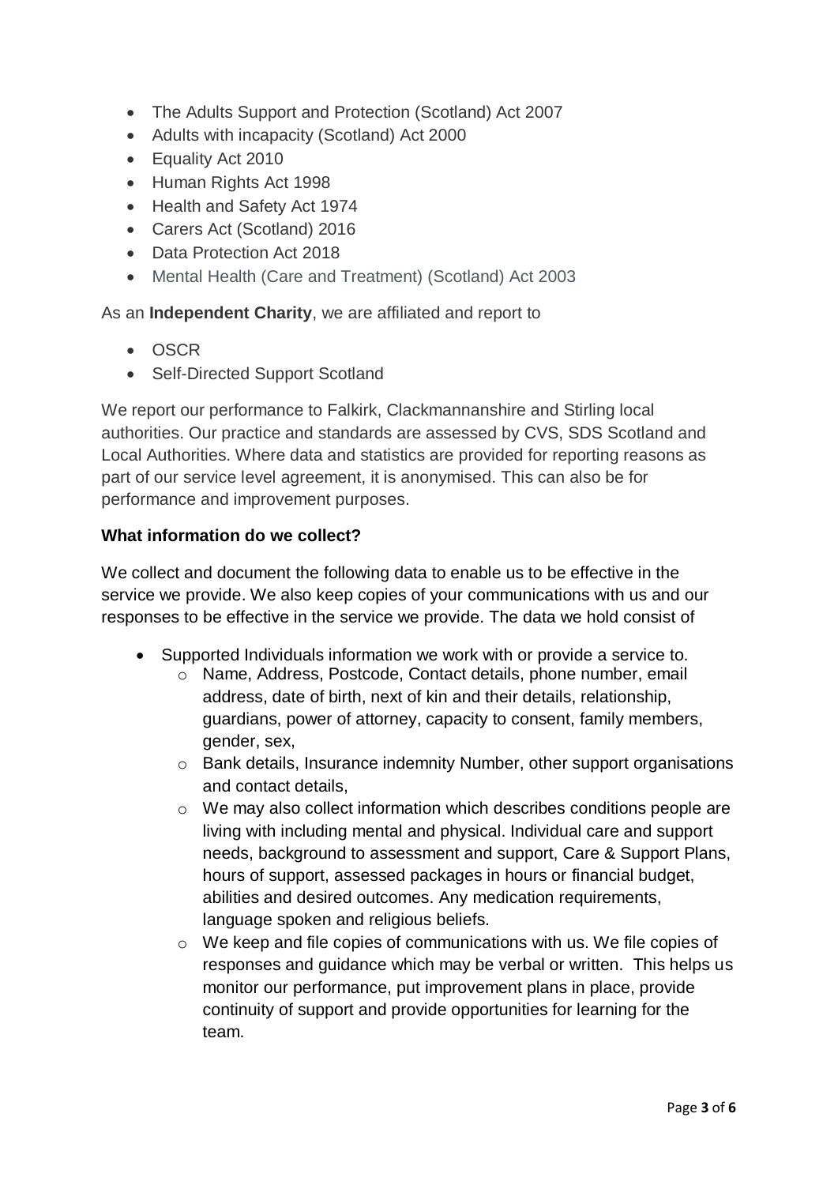- The Adults Support and Protection (Scotland) Act 2007
- Adults with incapacity (Scotland) Act 2000
- Equality Act 2010
- Human Rights Act 1998
- Health and Safety Act 1974
- Carers Act (Scotland) 2016
- Data Protection Act 2018
- Mental Health (Care and Treatment) (Scotland) Act 2003

As an **Independent Charity**, we are affiliated and report to

- OSCR
- Self-Directed Support Scotland

We report our performance to Falkirk, Clackmannanshire and Stirling local authorities. Our practice and standards are assessed by CVS, SDS Scotland and Local Authorities. Where data and statistics are provided for reporting reasons as part of our service level agreement, it is anonymised. This can also be for performance and improvement purposes.

**What information do we collect?**

We collect and document the following data to enable us to be effective in the service we provide. We also keep copies of your communications with us and our responses to be effective in the service we provide. The data we hold consist of

- Supported Individuals information we work with or provide a service to.
    - Name, Address, Postcode, Contact details, phone number, email address, date of birth, next of kin and their details, relationship, guardians, power of attorney, capacity to consent, family members, gender, sex,
    - Bank details, Insurance indemnity Number, other support organisations and contact details,
    - We may also collect information which describes conditions people are living with including mental and physical. Individual care and support needs, background to assessment and support, Care & Support Plans, hours of support, assessed packages in hours or financial budget, abilities and desired outcomes. Any medication requirements, language spoken and religious beliefs.
    - We keep and file copies of communications with us. We file copies of responses and guidance which may be verbal or written. This helps us monitor our performance, put improvement plans in place, provide continuity of support and provide opportunities for learning for the team.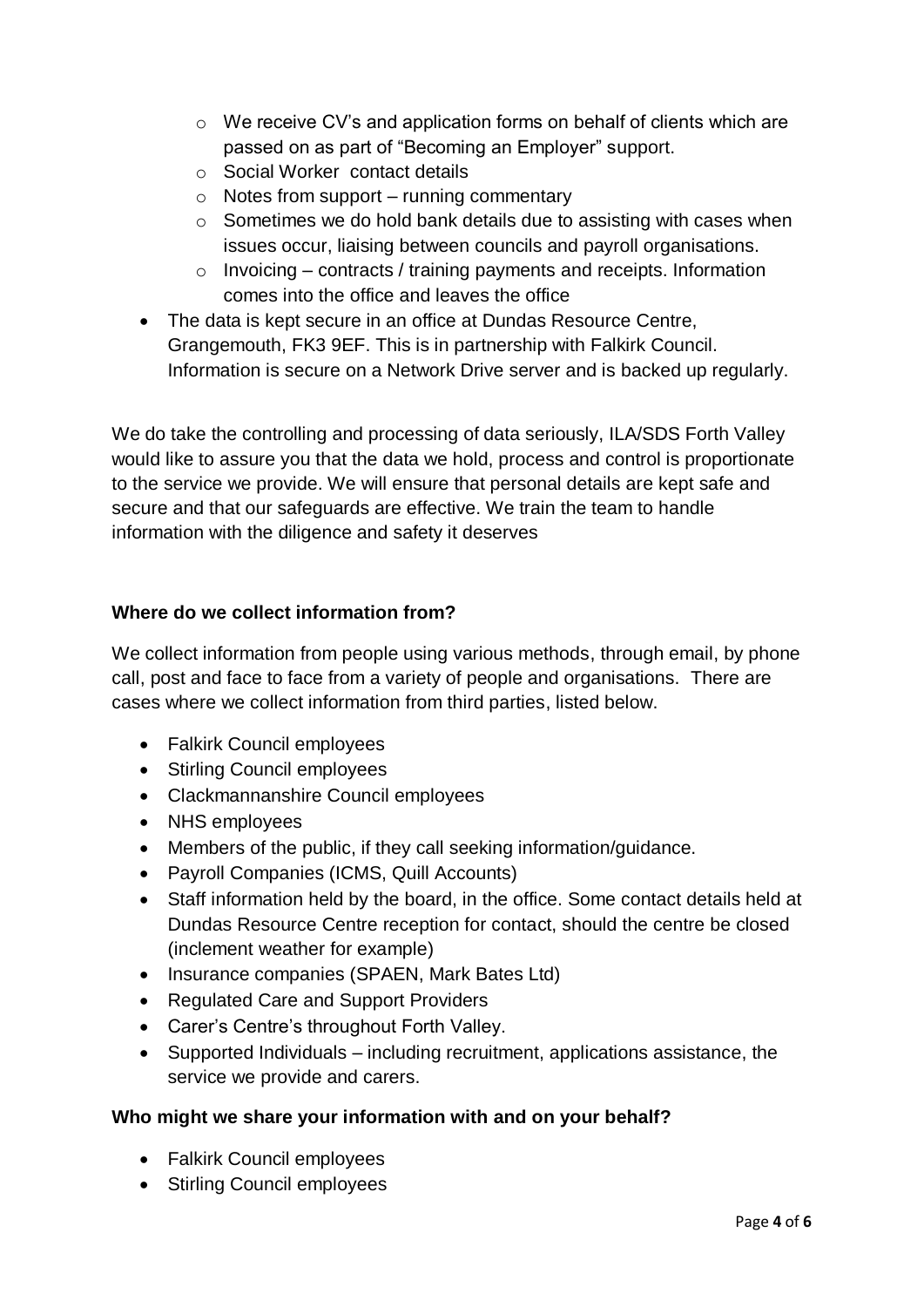- We receive CV's and application forms on behalf of clients which are passed on as part of "Becoming an Employer" support.
  - Social Worker contact details
  - Notes from support – running commentary
  - Sometimes we do hold bank details due to assisting with cases when issues occur, liaising between councils and payroll organisations.
  - Invoicing – contracts / training payments and receipts. Information comes into the office and leaves the office
- The data is kept secure in an office at Dundas Resource Centre, Grangemouth, FK3 9EF. This is in partnership with Falkirk Council. Information is secure on a Network Drive server and is backed up regularly.

We do take the controlling and processing of data seriously, ILA/SDS Forth Valley would like to assure you that the data we hold, process and control is proportionate to the service we provide. We will ensure that personal details are kept safe and secure and that our safeguards are effective. We train the team to handle information with the diligence and safety it deserves

**Where do we collect information from?**

We collect information from people using various methods, through email, by phone call, post and face to face from a variety of people and organisations. There are cases where we collect information from third parties, listed below.

- Falkirk Council employees
- Stirling Council employees
- Clackmannanshire Council employees
- NHS employees
- Members of the public, if they call seeking information/guidance.
- Payroll Companies (ICMS, Quill Accounts)
- Staff information held by the board, in the office. Some contact details held at Dundas Resource Centre reception for contact, should the centre be closed (inclement weather for example)
- Insurance companies (SPAEN, Mark Bates Ltd)
- Regulated Care and Support Providers
- Carer's Centre's throughout Forth Valley.
- Supported Individuals – including recruitment, applications assistance, the service we provide and carers.

**Who might we share your information with and on your behalf?**

- Falkirk Council employees
- Stirling Council employees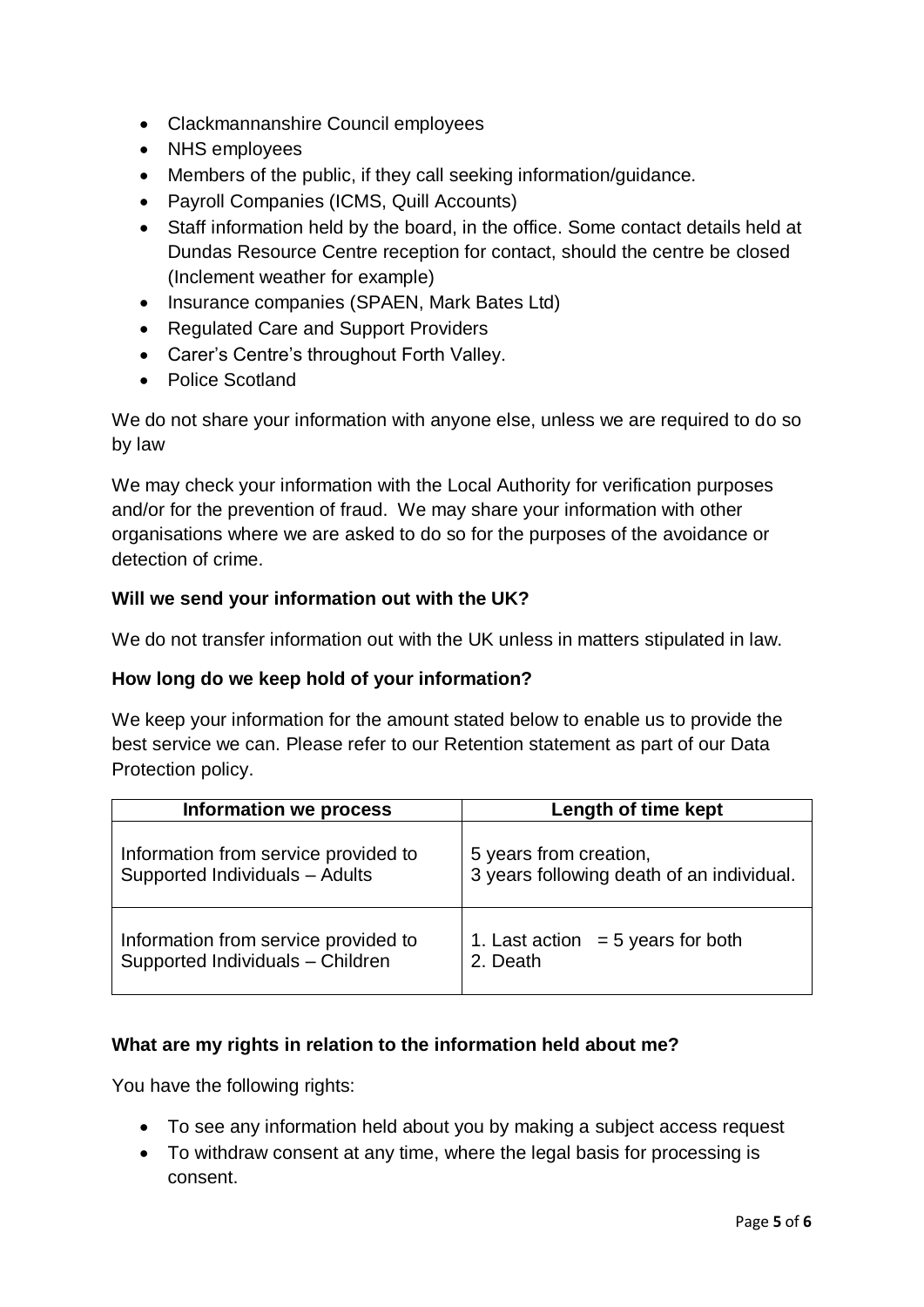- Clackmannanshire Council employees
- NHS employees
- Members of the public, if they call seeking information/guidance.
- Payroll Companies (ICMS, Quill Accounts)
- Staff information held by the board, in the office. Some contact details held at Dundas Resource Centre reception for contact, should the centre be closed (Inclement weather for example)
- Insurance companies (SPAEN, Mark Bates Ltd)
- Regulated Care and Support Providers
- Carer's Centre's throughout Forth Valley.
- Police Scotland

We do not share your information with anyone else, unless we are required to do so by law

We may check your information with the Local Authority for verification purposes and/or for the prevention of fraud. We may share your information with other organisations where we are asked to do so for the purposes of the avoidance or detection of crime.

**Will we send your information out with the UK?**

We do not transfer information out with the UK unless in matters stipulated in law.

**How long do we keep hold of your information?**

We keep your information for the amount stated below to enable us to provide the best service we can. Please refer to our Retention statement as part of our Data Protection policy.

| Information we process | Length of time kept |
| --- | --- |
| Information from service provided to Supported Individuals – Adults | 5 years from creation,<br>3 years following death of an individual. |
| Information from service provided to Supported Individuals – Children | 1. Last action = 5 years for both<br>2. Death |

**What are my rights in relation to the information held about me?**

You have the following rights:

- To see any information held about you by making a subject access request
- To withdraw consent at any time, where the legal basis for processing is consent.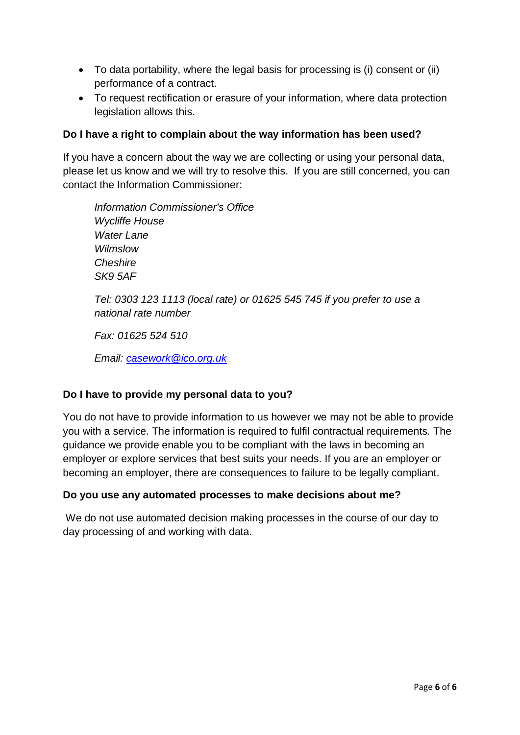- To data portability, where the legal basis for processing is (i) consent or (ii) performance of a contract.
- To request rectification or erasure of your information, where data protection legislation allows this.

**Do I have a right to complain about the way information has been used?**

If you have a concern about the way we are collecting or using your personal data, please let us know and we will try to resolve this. If you are still concerned, you can contact the Information Commissioner:

> *Information Commissioner's Office*
> *Wycliffe House*
> *Water Lane*
> *Wilmslow*
> *Cheshire*
> *SK9 5AF*
>
> *Tel: 0303 123 1113 (local rate) or 01625 545 745 if you prefer to use a national rate number*
>
> *Fax: 01625 524 510*
>
> *Email: casework@ico.org.uk*

**Do I have to provide my personal data to you?**

You do not have to provide information to us however we may not be able to provide you with a service. The information is required to fulfil contractual requirements. The guidance we provide enable you to be compliant with the laws in becoming an employer or explore services that best suits your needs. If you are an employer or becoming an employer, there are consequences to failure to be legally compliant.

**Do you use any automated processes to make decisions about me?**

We do not use automated decision making processes in the course of our day to day processing of and working with data.